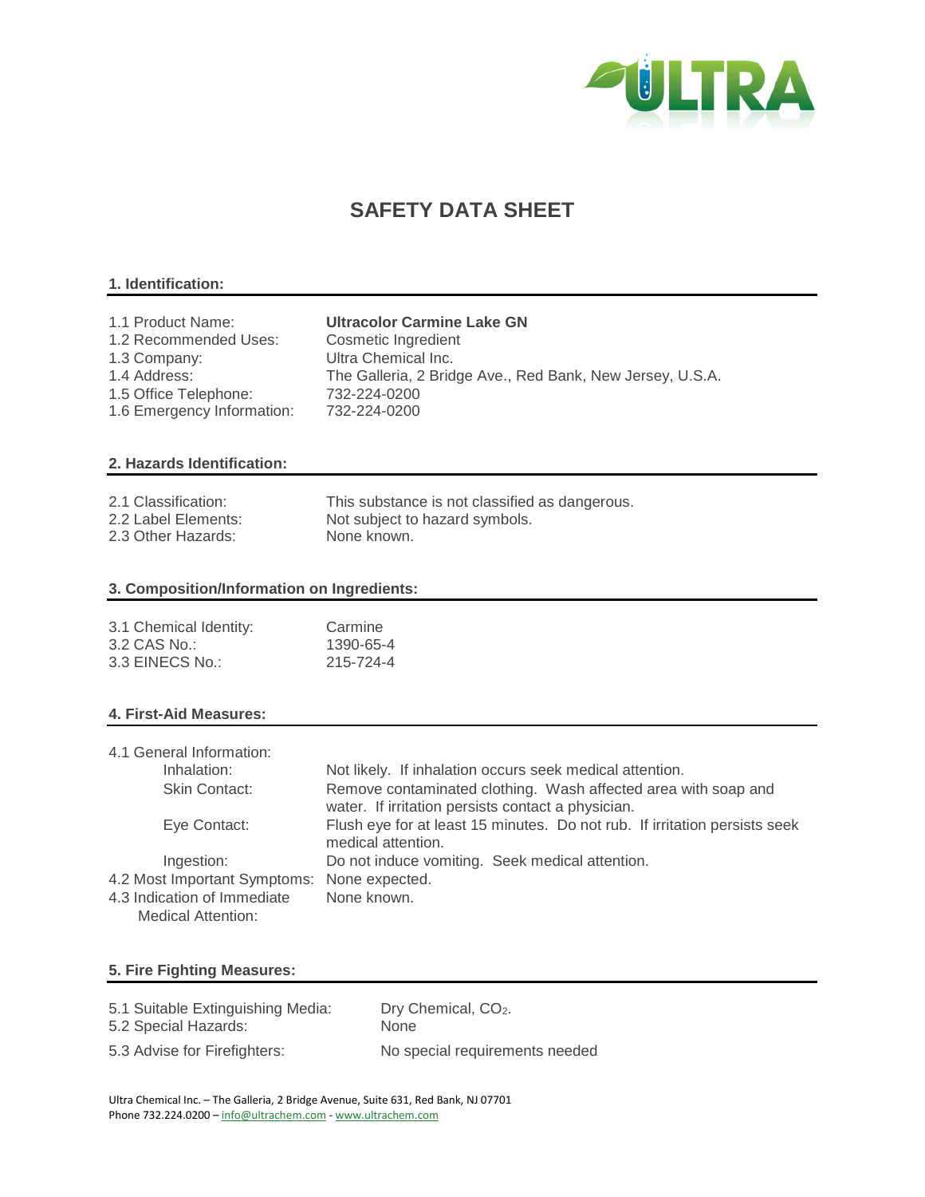# SAFETY DATA SHEET

## 1. Identification:

| | |
|---|---|
| 1.1 Product Name: | **Ultracolor Carmine Lake GN** |
| 1.2 Recommended Uses: | Cosmetic Ingredient |
| 1.3 Company: | Ultra Chemical Inc. |
| 1.4 Address: | The Galleria, 2 Bridge Ave., Red Bank, New Jersey, U.S.A. |
| 1.5 Office Telephone: | 732-224-0200 |
| 1.6 Emergency Information: | 732-224-0200 |

## 2. Hazards Identification:

| | |
|---|---|
| 2.1 Classification: | This substance is not classified as dangerous. |
| 2.2 Label Elements: | Not subject to hazard symbols. |
| 2.3 Other Hazards: | None known. |

## 3. Composition/Information on Ingredients:

| | |
|---|---|
| 3.1 Chemical Identity: | Carmine |
| 3.2 CAS No.: | 1390-65-4 |
| 3.3 EINECS No.: | 215-724-4 |

## 4. First-Aid Measures:

4.1 General Information:

| | |
|---|---|
| Inhalation: | Not likely. If inhalation occurs seek medical attention. |
| Skin Contact: | Remove contaminated clothing. Wash affected area with soap and water. If irritation persists contact a physician. |
| Eye Contact: | Flush eye for at least 15 minutes. Do not rub. If irritation persists seek medical attention. |
| Ingestion: | Do not induce vomiting. Seek medical attention. |
| 4.2 Most Important Symptoms: | None expected. |
| 4.3 Indication of Immediate Medical Attention: | None known. |

## 5. Fire Fighting Measures:

| | |
|---|---|
| 5.1 Suitable Extinguishing Media: | Dry Chemical, $CO_2$. |
| 5.2 Special Hazards: | None |
| 5.3 Advise for Firefighters: | No special requirements needed |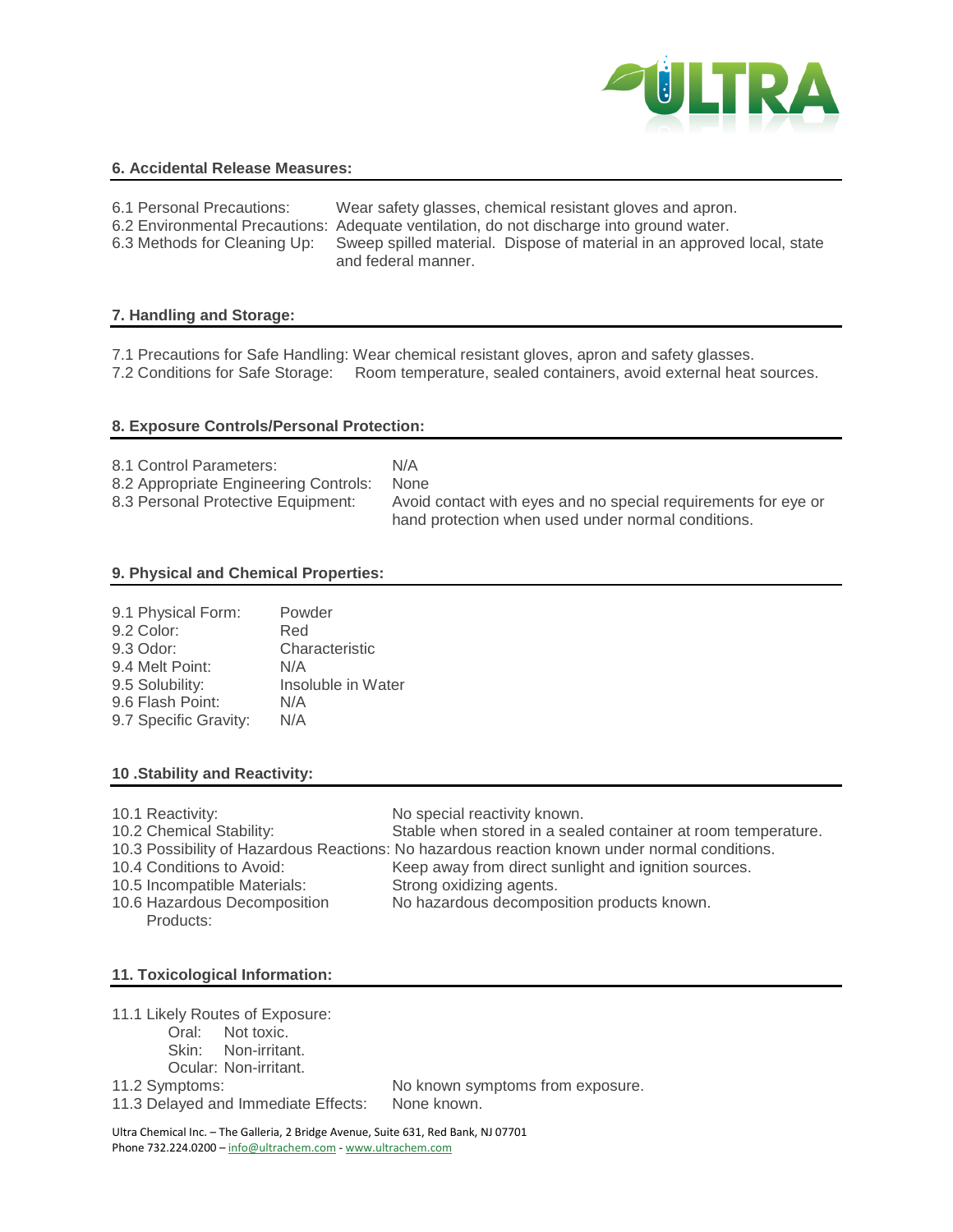## 6. Accidental Release Measures:

6.1 Personal Precautions: Wear safety glasses, chemical resistant gloves and apron.
6.2 Environmental Precautions: Adequate ventilation, do not discharge into ground water.
6.3 Methods for Cleaning Up: Sweep spilled material. Dispose of material in an approved local, state and federal manner.

## 7. Handling and Storage:

7.1 Precautions for Safe Handling: Wear chemical resistant gloves, apron and safety glasses.
7.2 Conditions for Safe Storage: Room temperature, sealed containers, avoid external heat sources.

## 8. Exposure Controls/Personal Protection:

8.1 Control Parameters: N/A
8.2 Appropriate Engineering Controls: None
8.3 Personal Protective Equipment: Avoid contact with eyes and no special requirements for eye or hand protection when used under normal conditions.

## 9. Physical and Chemical Properties:

9.1 Physical Form: Powder
9.2 Color: Red
9.3 Odor: Characteristic
9.4 Melt Point: N/A
9.5 Solubility: Insoluble in Water
9.6 Flash Point: N/A
9.7 Specific Gravity: N/A

## 10 .Stability and Reactivity:

10.1 Reactivity: No special reactivity known.
10.2 Chemical Stability: Stable when stored in a sealed container at room temperature.
10.3 Possibility of Hazardous Reactions: No hazardous reaction known under normal conditions.
10.4 Conditions to Avoid: Keep away from direct sunlight and ignition sources.
10.5 Incompatible Materials: Strong oxidizing agents.
10.6 Hazardous Decomposition Products: No hazardous decomposition products known.

## 11. Toxicological Information:

11.1 Likely Routes of Exposure:
- Oral: Not toxic.
- Skin: Non-irritant.
- Ocular: Non-irritant.

11.2 Symptoms: No known symptoms from exposure.
11.3 Delayed and Immediate Effects: None known.

Ultra Chemical Inc. – The Galleria, 2 Bridge Avenue, Suite 631, Red Bank, NJ 07701
Phone 732.224.0200 – info@ultrachem.com - www.ultrachem.com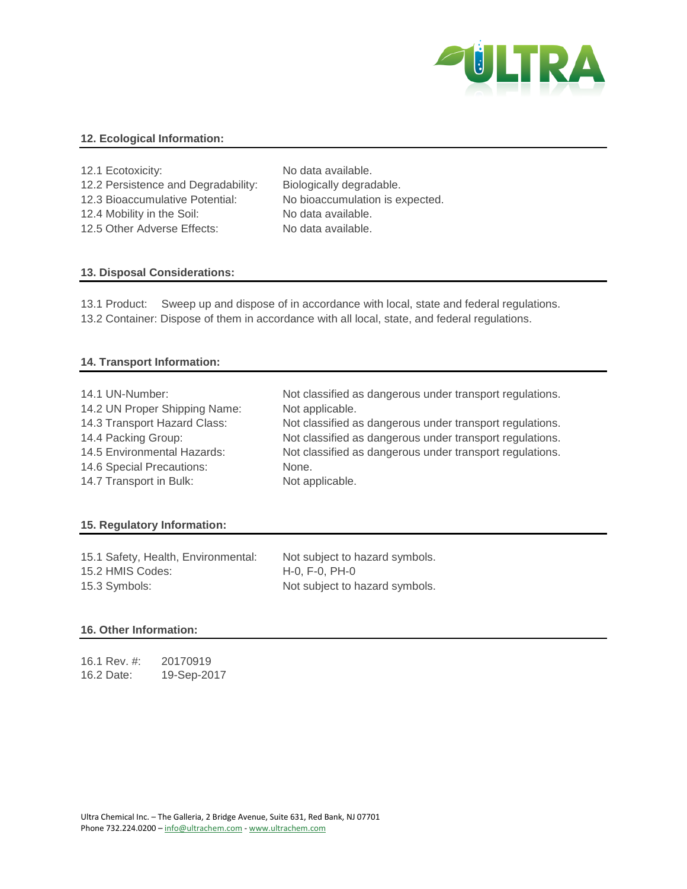## 12. Ecological Information:

| | |
|---|---|
| 12.1 Ecotoxicity: | No data available. |
| 12.2 Persistence and Degradability: | Biologically degradable. |
| 12.3 Bioaccumulative Potential: | No bioaccumulation is expected. |
| 12.4 Mobility in the Soil: | No data available. |
| 12.5 Other Adverse Effects: | No data available. |

## 13. Disposal Considerations:

13.1 Product: Sweep up and dispose of in accordance with local, state and federal regulations.

13.2 Container: Dispose of them in accordance with all local, state, and federal regulations.

## 14. Transport Information:

| | |
|---|---|
| 14.1 UN-Number: | Not classified as dangerous under transport regulations. |
| 14.2 UN Proper Shipping Name: | Not applicable. |
| 14.3 Transport Hazard Class: | Not classified as dangerous under transport regulations. |
| 14.4 Packing Group: | Not classified as dangerous under transport regulations. |
| 14.5 Environmental Hazards: | Not classified as dangerous under transport regulations. |
| 14.6 Special Precautions: | None. |
| 14.7 Transport in Bulk: | Not applicable. |

## 15. Regulatory Information:

| | |
|---|---|
| 15.1 Safety, Health, Environmental: | Not subject to hazard symbols. |
| 15.2 HMIS Codes: | H-0, F-0, PH-0 |
| 15.3 Symbols: | Not subject to hazard symbols. |

## 16. Other Information:

| | |
|---|---|
| 16.1 Rev. #: | 20170919 |
| 16.2 Date: | 19-Sep-2017 |

Ultra Chemical Inc. – The Galleria, 2 Bridge Avenue, Suite 631, Red Bank, NJ 07701
Phone 732.224.0200 – info@ultrachem.com - www.ultrachem.com